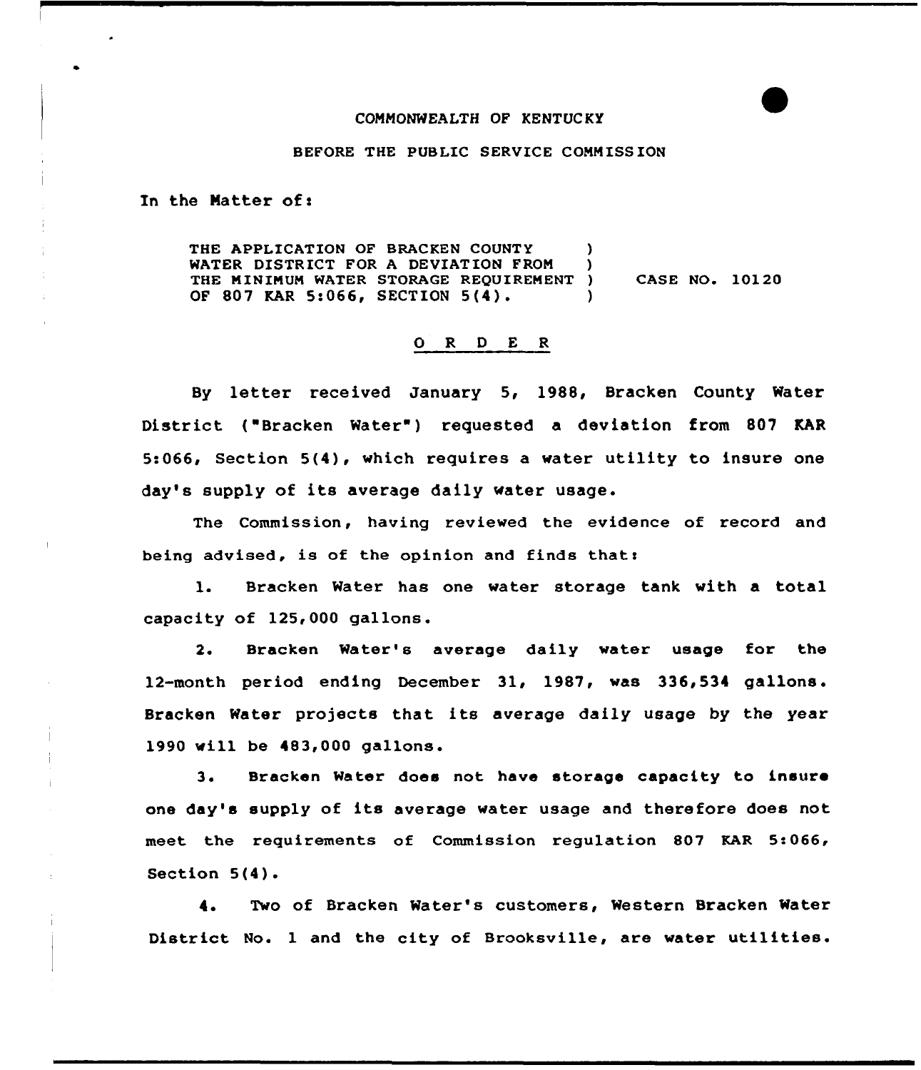COMMONWEALTH OF KENTUCKY

BEFORE THE PUBLIC SERVICE COMMISSION

In the Matter of:

| | | |
|---|---|---|
| THE APPLICATION OF BRACKEN COUNTY WATER DISTRICT FOR A DEVIATION FROM THE MINIMUM WATER STORAGE REQUIREMENT OF 807 KAR 5:066, SECTION 5(4). | ) | CASE NO. 10120 |

## O R D E R

By letter received January 5, 1988, Bracken County Water District ("Bracken Water") requested a deviation from 807 KAR 5:066, Section 5(4), which requires a water utility to insure one day's supply of its average daily water usage.

The Commission, having reviewed the evidence of record and being advised, is of the opinion and finds that:

1. Bracken Water has one water storage tank with a total capacity of 125,000 gallons.

2. Bracken Water's average daily water usage for the 12-month period ending December 31, 1987, was 336,534 gallons. Bracken Water projects that its average daily usage by the year 1990 will be 483,000 gallons.

3. Bracken Water does not have storage capacity to insure one day's supply of its average water usage and therefore does not meet the requirements of Commission regulation 807 KAR 5:066, Section 5(4).

4. Two of Bracken Water's customers, Western Bracken Water District No. 1 and the city of Brooksville, are water utilities.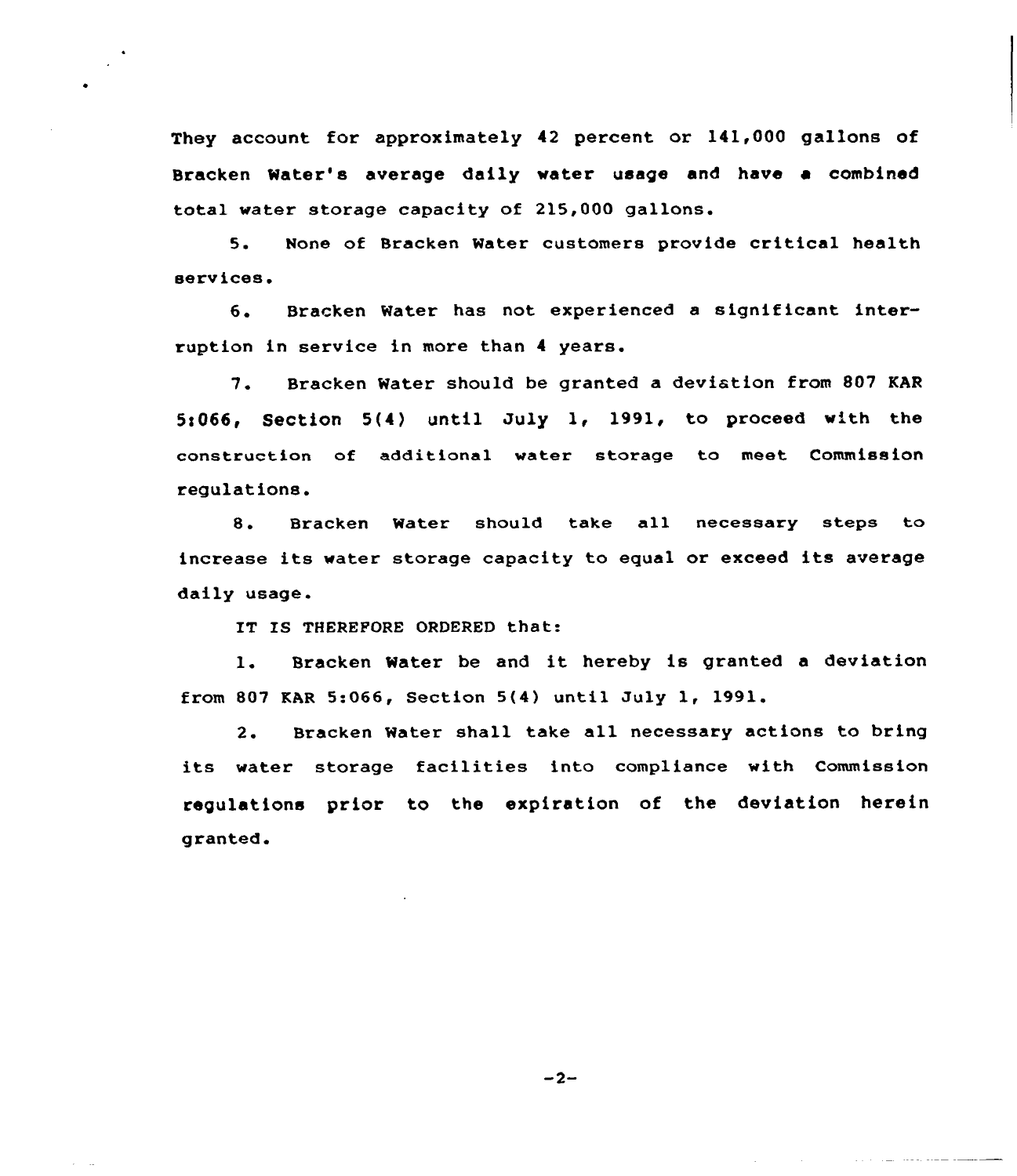They account for approximately 42 percent or 141,000 gallons of Bracken Water's average daily water usage and have a combined total water storage capacity of 215,000 gallons.

5. None of Bracken Water customers provide critical health services.

6. Bracken Water has not experienced a significant interruption in service in more than 4 years.

7. Bracken Water should be granted a deviation from 807 KAR 5:066, Section 5(4) until July 1, 1991, to proceed with the construction of additional water storage to meet Commission regulations.

8. Bracken Water should take all necessary steps to increase its water storage capacity to equal or exceed its average daily usage.

IT IS THEREFORE ORDERED that:

1. Bracken Water be and it hereby is granted a deviation from 807 KAR 5:066, Section 5(4) until July 1, 1991.

2. Bracken Water shall take all necessary actions to bring its water storage facilities into compliance with Commission regulations prior to the expiration of the deviation herein granted.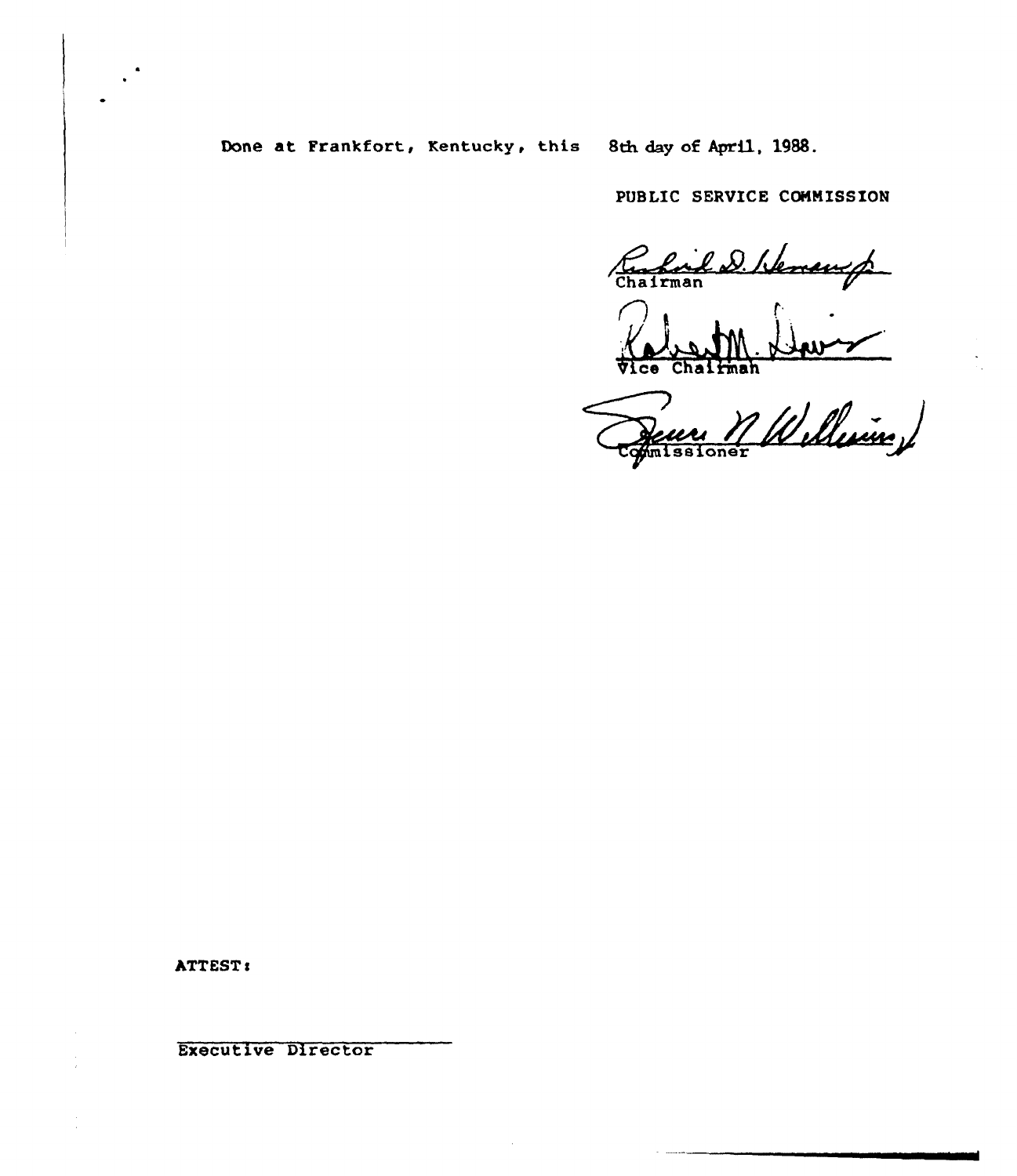Done at Frankfort, Kentucky, this 8th day of April, 1988.

PUBLIC SERVICE COMMISSION

Chairman

Vice Chairman

Commissioner

ATTEST:

Executive Director